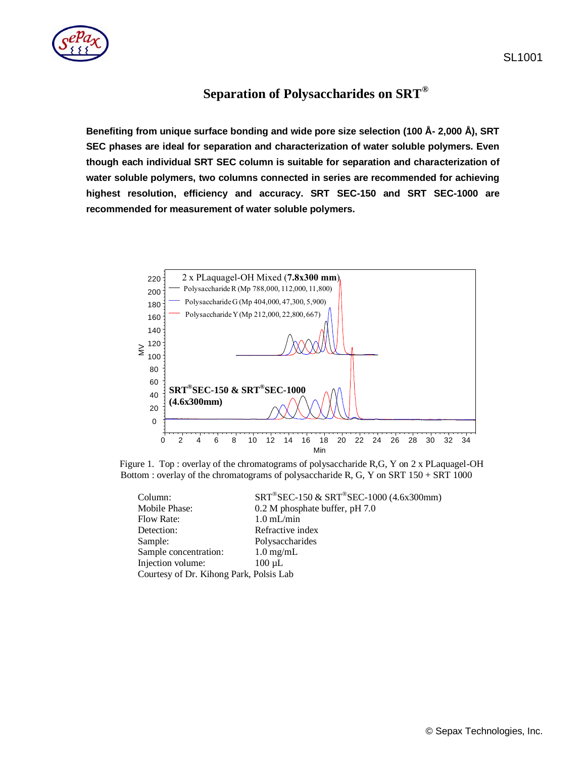# Separation of Polysaccharides on SRT®

**Benefiting from unique surface bonding and wide pore size selection (100 Å- 2,000 Å), SRT SEC phases are ideal for separation and characterization of water soluble polymers. Even though each individual SRT SEC column is suitable for separation and characterization of water soluble polymers, two columns connected in series are recommended for achieving highest resolution, efficiency and accuracy. SRT SEC-150 and SRT SEC-1000 are recommended for measurement of water soluble polymers.**

Figure 1. Top : overlay of the chromatograms of polysaccharide R,G, Y on 2 x PLaquagel-OH
Bottom : overlay of the chromatograms of polysaccharide R, G, Y on SRT 150 + SRT 1000

| | |
|---|---|
| Column: | SRT®SEC-150 & SRT®SEC-1000 (4.6x300mm) |
| Mobile Phase: | 0.2 M phosphate buffer, pH 7.0 |
| Flow Rate: | 1.0 mL/min |
| Detection: | Refractive index |
| Sample: | Polysaccharides |
| Sample concentration: | 1.0 mg/mL |
| Injection volume: | 100 µL |

Courtesy of Dr. Kihong Park, Polsis Lab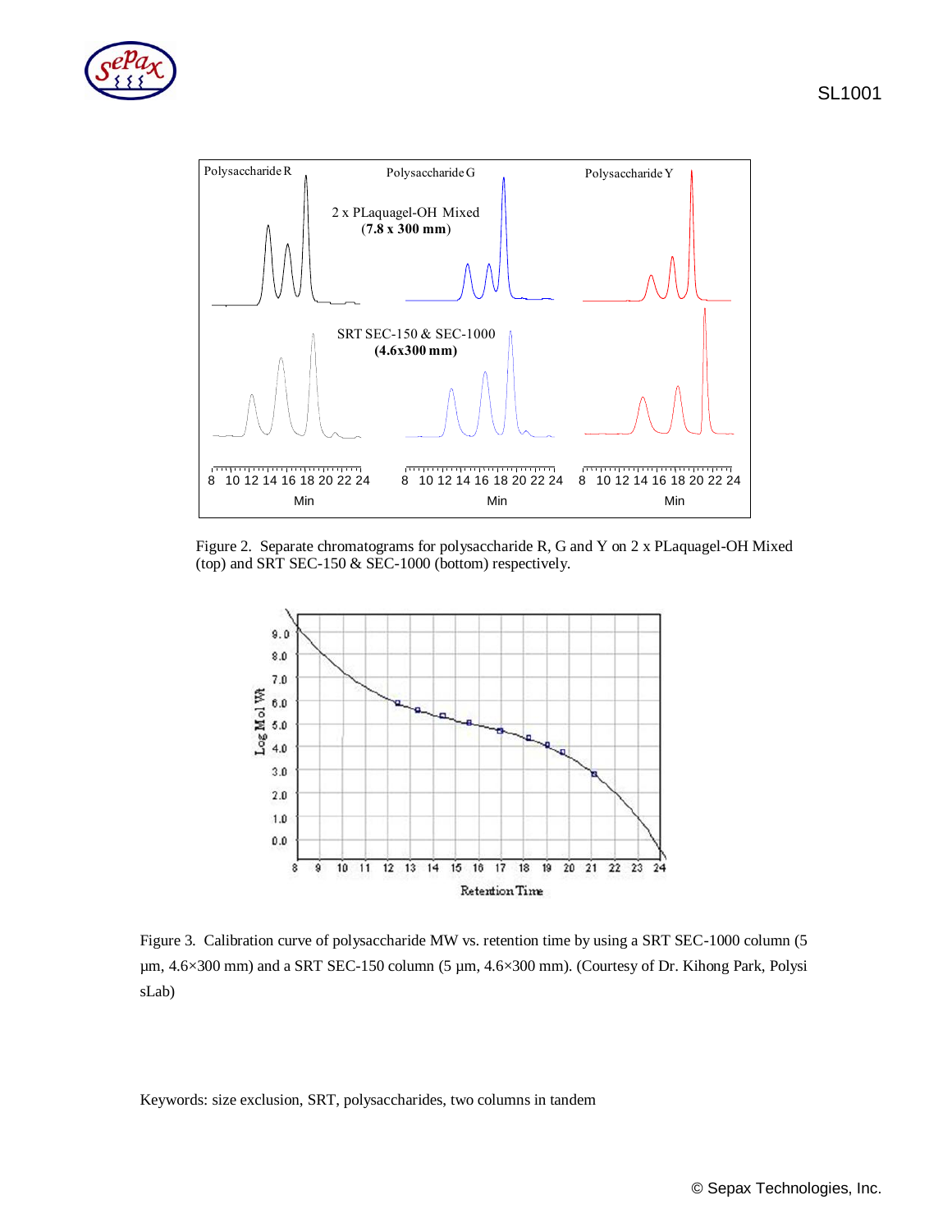Polysaccharide R

Polysaccharide G

Polysaccharide Y

2 x PLaquagel-OH Mixed
**(7.8 x 300 mm)**

SRT SEC-150 & SEC-1000
**(4.6x300 mm)**

8 10 12 14 16 18 20 22 24
Min

8 10 12 14 16 18 20 22 24
Min

8 10 12 14 16 18 20 22 24
Min

Figure 2. Separate chromatograms for polysaccharide R, G and Y on 2 x PLaquagel-OH Mixed (top) and SRT SEC-150 & SEC-1000 (bottom) respectively.

Log Mol Wt

9.0
8.0
7.0
6.0
5.0
4.0
3.0
2.0
1.0
0.0

8 9 10 11 12 13 14 15 16 17 18 19 20 21 22 23 24

Retention Time

Figure 3. Calibration curve of polysaccharide MW vs. retention time by using a SRT SEC-1000 column (5 µm, 4.6×300 mm) and a SRT SEC-150 column (5 µm, 4.6×300 mm). (Courtesy of Dr. Kihong Park, PolysisLab)

Keywords: size exclusion, SRT, polysaccharides, two columns in tandem

© Sepax Technologies, Inc.